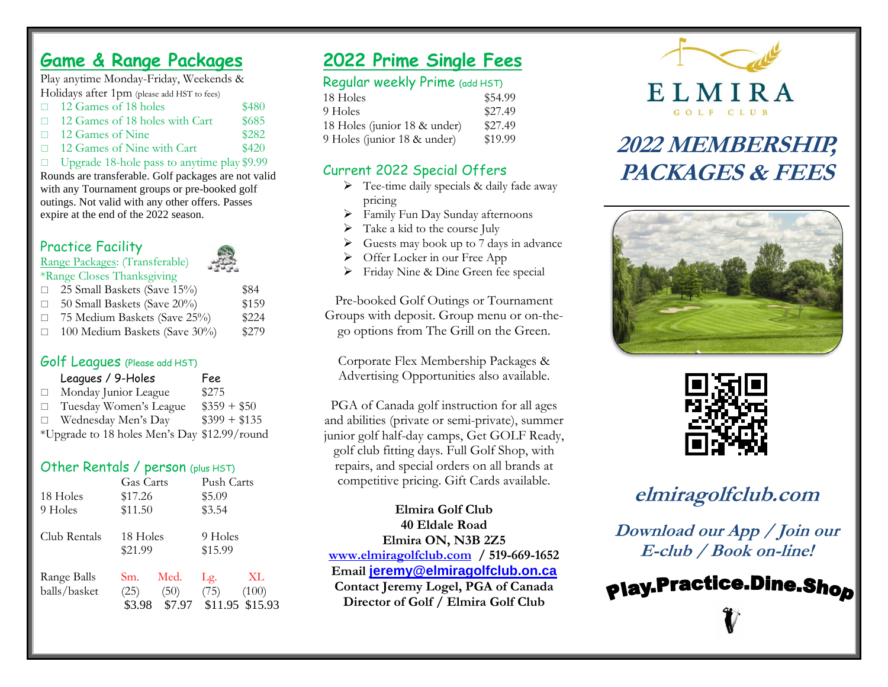## Game & Range Packages

Play anytime Monday-Friday, Weekends & Holidays after 1pm (please add HST to fees)

| | |
|---|---|
| □ 12 Games of 18 holes | $480 |
| □ 12 Games of 18 holes with Cart | $685 |
| □ 12 Games of Nine | $282 |
| □ 12 Games of Nine with Cart | $420 |
| □ Upgrade 18-hole pass to anytime play | $9.99 |

Rounds are transferable. Golf packages are not valid with any Tournament groups or pre-booked golf outings. Not valid with any other offers. Passes expire at the end of the 2022 season.

### Practice Facility

Range Packages: (Transferable)
*Range Closes Thanksgiving

| | |
|---|---|
| □ 25 Small Baskets (Save 15%) | $84 |
| □ 50 Small Baskets (Save 20%) | $159 |
| □ 75 Medium Baskets (Save 25%) | $224 |
| □ 100 Medium Baskets (Save 30%) | $279 |

### Golf Leagues (Please add HST)

| Leagues / 9-Holes | Fee |
|---|---|
| □ Monday Junior League | $275 |
| □ Tuesday Women's League | $359 + $50 |
| □ Wednesday Men's Day | $399 + $135 |

*Upgrade to 18 holes Men's Day $12.99/round

### Other Rentals / person (plus HST)

| | Gas Carts | Push Carts |
|---|---|---|
| 18 Holes | $17.26 | $5.09 |
| 9 Holes | $11.50 | $3.54 |

| | 18 Holes | 9 Holes |
|---|---|---|
| Club Rentals | $21.99 | $15.99 |

| Range Balls balls/basket | Sm. (25) | Med. (50) | Lg. (75) | XL (100) |
|---|---|---|---|---|
| | $3.98 | $7.97 | $11.95 | $15.93 |

## 2022 Prime Single Fees

### Regular weekly Prime (add HST)

| | |
|---|---|
| 18 Holes | $54.99 |
| 9 Holes | $27.49 |
| 18 Holes (junior 18 & under) | $27.49 |
| 9 Holes (junior 18 & under) | $19.99 |

### Current 2022 Special Offers

- Tee-time daily specials & daily fade away pricing
- Family Fun Day Sunday afternoons
- Take a kid to the course July
- Guests may book up to 7 days in advance
- Offer Locker in our Free App
- Friday Nine & Dine Green fee special

Pre-booked Golf Outings or Tournament Groups with deposit. Group menu or on-the-go options from The Grill on the Green.

Corporate Flex Membership Packages & Advertising Opportunities also available.

PGA of Canada golf instruction for all ages and abilities (private or semi-private), summer junior golf half-day camps, Get GOLF Ready, golf club fitting days. Full Golf Shop, with repairs, and special orders on all brands at competitive pricing. Gift Cards available.

**Elmira Golf Club**
**40 Eldale Road**
**Elmira ON, N3B 2Z5**
**www.elmiragolfclub.com / 519-669-1652**
**Email jeremy@elmiragolfclub.on.ca**
**Contact Jeremy Logel, PGA of Canada**
**Director of Golf / Elmira Golf Club**

ELMIRA
GOLF CLUB

# 2022 MEMBERSHIP, PACKAGES & FEES

**elmiragolfclub.com**

***Download our App / Join our E-club / Book on-line!***

**Play.Practice.Dine.Shop**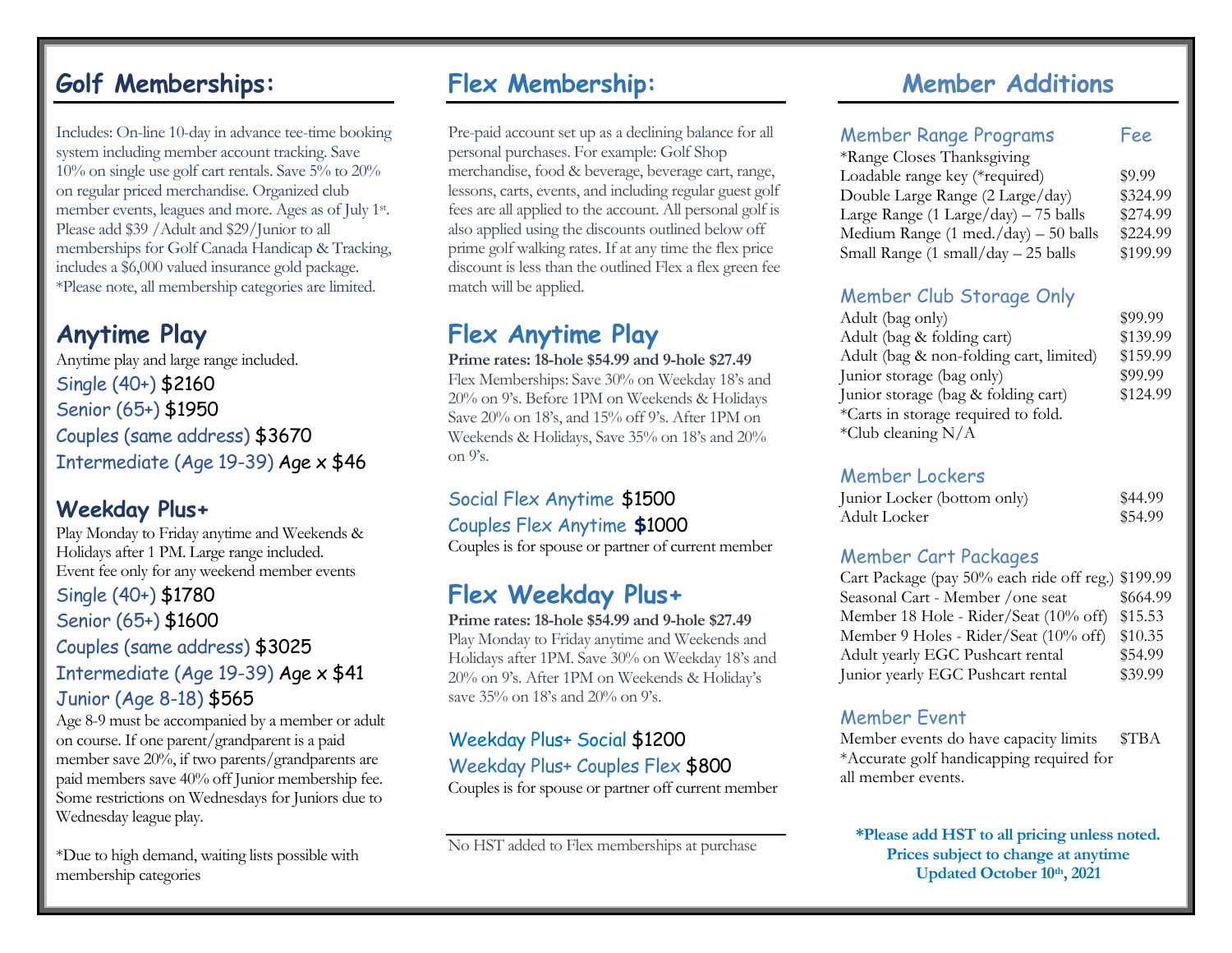## Golf Memberships:

Includes: On-line 10-day in advance tee-time booking system including member account tracking. Save 10% on single use golf cart rentals. Save 5% to 20% on regular priced merchandise. Organized club member events, leagues and more. Ages as of July 1st. Please add $39 /Adult and $29/Junior to all memberships for Golf Canada Handicap & Tracking, includes a $6,000 valued insurance gold package. *Please note, all membership categories are limited.

### Anytime Play

Anytime play and large range included.

Single (40+) $2160
Senior (65+) $1950
Couples (same address) $3670
Intermediate (Age 19-39) Age x $46

### Weekday Plus+

Play Monday to Friday anytime and Weekends & Holidays after 1 PM. Large range included. Event fee only for any weekend member events

Single (40+) $1780
Senior (65+) $1600
Couples (same address) $3025
Intermediate (Age 19-39) Age x $41
Junior (Age 8-18) $565

Age 8-9 must be accompanied by a member or adult on course. If one parent/grandparent is a paid member save 20%, if two parents/grandparents are paid members save 40% off Junior membership fee. Some restrictions on Wednesdays for Juniors due to Wednesday league play.

*Due to high demand, waiting lists possible with membership categories

## Flex Membership:

Pre-paid account set up as a declining balance for all personal purchases. For example: Golf Shop merchandise, food & beverage, beverage cart, range, lessons, carts, events, and including regular guest golf fees are all applied to the account. All personal golf is also applied using the discounts outlined below off prime golf walking rates. If at any time the flex price discount is less than the outlined Flex a flex green fee match will be applied.

### Flex Anytime Play

**Prime rates: 18-hole $54.99 and 9-hole $27.49**
Flex Memberships: Save 30% on Weekday 18's and 20% on 9's. Before 1PM on Weekends & Holidays Save 20% on 18's, and 15% off 9's. After 1PM on Weekends & Holidays, Save 35% on 18's and 20% on 9's.

Social Flex Anytime $1500
Couples Flex Anytime $1000
Couples is for spouse or partner of current member

### Flex Weekday Plus+

**Prime rates: 18-hole $54.99 and 9-hole $27.49**
Play Monday to Friday anytime and Weekends and Holidays after 1PM. Save 30% on Weekday 18's and 20% on 9's. After 1PM on Weekends & Holiday's save 35% on 18's and 20% on 9's.

Weekday Plus+ Social $1200
Weekday Plus+ Couples Flex $800
Couples is for spouse or partner off current member

No HST added to Flex memberships at purchase

## Member Additions

| Member Range Programs | Fee |
|---|---|
| *Range Closes Thanksgiving | |
| Loadable range key (*required) | $9.99 |
| Double Large Range (2 Large/day) | $324.99 |
| Large Range (1 Large/day) – 75 balls | $274.99 |
| Medium Range (1 med./day) – 50 balls | $224.99 |
| Small Range (1 small/day – 25 balls | $199.99 |

### Member Club Storage Only

| | |
|---|---|
| Adult (bag only) | $99.99 |
| Adult (bag & folding cart) | $139.99 |
| Adult (bag & non-folding cart, limited) | $159.99 |
| Junior storage (bag only) | $99.99 |
| Junior storage (bag & folding cart) | $124.99 |

*Carts in storage required to fold.
*Club cleaning N/A

### Member Lockers

| | |
|---|---|
| Junior Locker (bottom only) | $44.99 |
| Adult Locker | $54.99 |

### Member Cart Packages

| | |
|---|---|
| Cart Package (pay 50% each ride off reg.) | $199.99 |
| Seasonal Cart - Member /one seat | $664.99 |
| Member 18 Hole - Rider/Seat (10% off) | $15.53 |
| Member 9 Holes - Rider/Seat (10% off) | $10.35 |
| Adult yearly EGC Pushcart rental | $54.99 |
| Junior yearly EGC Pushcart rental | $39.99 |

### Member Event

Member events do have capacity limits $TBA
*Accurate golf handicapping required for all member events.

**\*Please add HST to all pricing unless noted.**
**Prices subject to change at anytime**
**Updated October 10th, 2021**